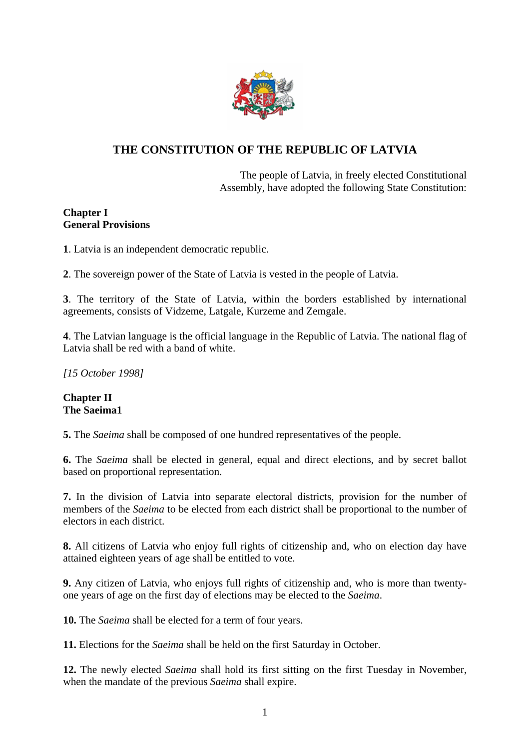# THE CONSTITUTION OF THE REPUBLIC OF LATVIA

The people of Latvia, in freely elected Constitutional Assembly, have adopted the following State Constitution:

## Chapter I
## General Provisions

**1**. Latvia is an independent democratic republic.

**2**. The sovereign power of the State of Latvia is vested in the people of Latvia.

**3**. The territory of the State of Latvia, within the borders established by international agreements, consists of Vidzeme, Latgale, Kurzeme and Zemgale.

**4**. The Latvian language is the official language in the Republic of Latvia. The national flag of Latvia shall be red with a band of white.

*[15 October 1998]*

## Chapter II
## The Saeima[1]

**5.** The *Saeima* shall be composed of one hundred representatives of the people.

**6.** The *Saeima* shall be elected in general, equal and direct elections, and by secret ballot based on proportional representation.

**7.** In the division of Latvia into separate electoral districts, provision for the number of members of the *Saeima* to be elected from each district shall be proportional to the number of electors in each district.

**8.** All citizens of Latvia who enjoy full rights of citizenship and, who on election day have attained eighteen years of age shall be entitled to vote.

**9.** Any citizen of Latvia, who enjoys full rights of citizenship and, who is more than twenty-one years of age on the first day of elections may be elected to the *Saeima*.

**10.** The *Saeima* shall be elected for a term of four years.

**11.** Elections for the *Saeima* shall be held on the first Saturday in October.

**12.** The newly elected *Saeima* shall hold its first sitting on the first Tuesday in November, when the mandate of the previous *Saeima* shall expire.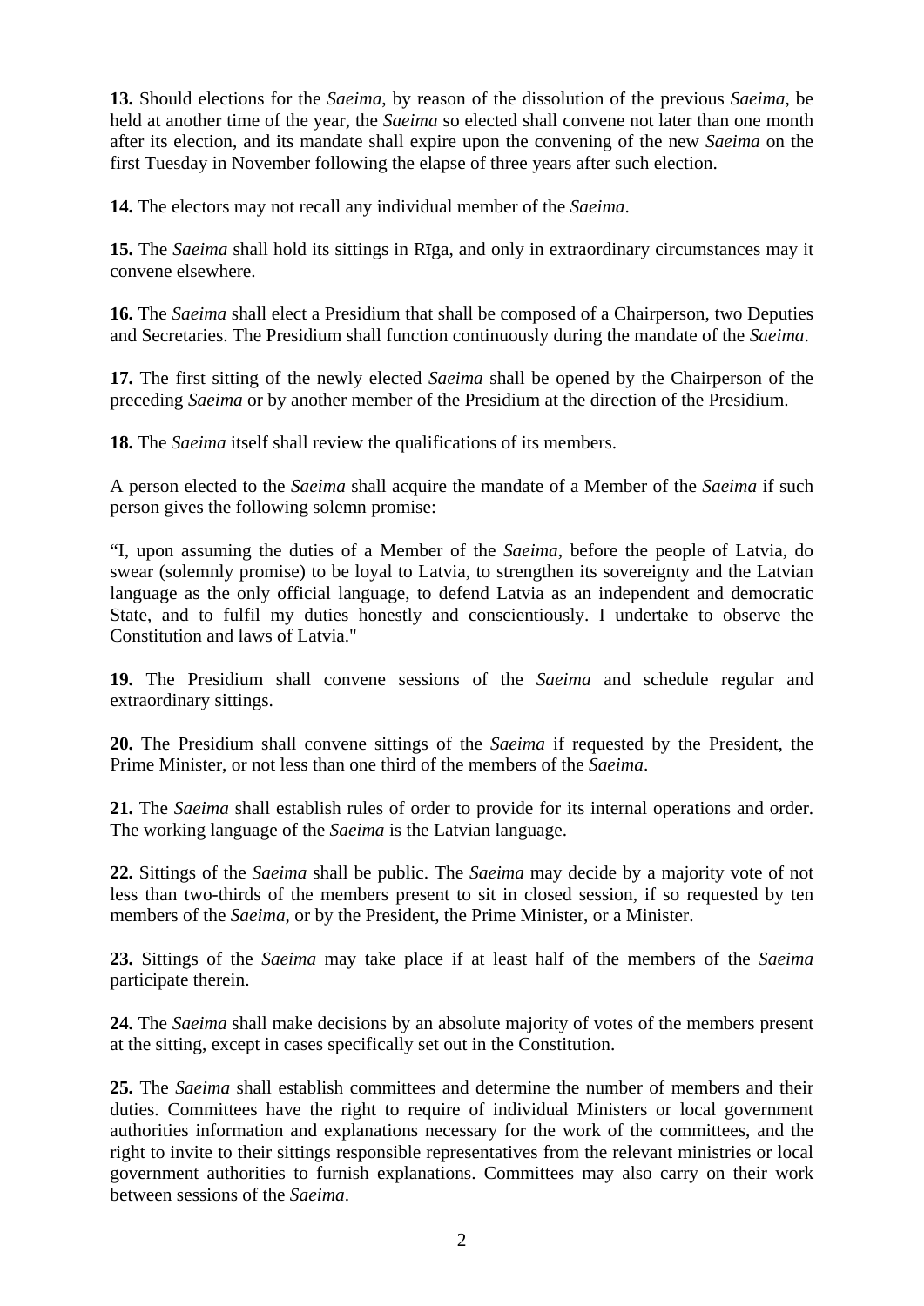**13.** Should elections for the *Saeima*, by reason of the dissolution of the previous *Saeima*, be held at another time of the year, the *Saeima* so elected shall convene not later than one month after its election, and its mandate shall expire upon the convening of the new *Saeima* on the first Tuesday in November following the elapse of three years after such election.

**14.** The electors may not recall any individual member of the *Saeima*.

**15.** The *Saeima* shall hold its sittings in Rīga, and only in extraordinary circumstances may it convene elsewhere.

**16.** The *Saeima* shall elect a Presidium that shall be composed of a Chairperson, two Deputies and Secretaries. The Presidium shall function continuously during the mandate of the *Saeima*.

**17.** The first sitting of the newly elected *Saeima* shall be opened by the Chairperson of the preceding *Saeima* or by another member of the Presidium at the direction of the Presidium.

**18.** The *Saeima* itself shall review the qualifications of its members.

A person elected to the *Saeima* shall acquire the mandate of a Member of the *Saeima* if such person gives the following solemn promise:

"I, upon assuming the duties of a Member of the *Saeima*, before the people of Latvia, do swear (solemnly promise) to be loyal to Latvia, to strengthen its sovereignty and the Latvian language as the only official language, to defend Latvia as an independent and democratic State, and to fulfil my duties honestly and conscientiously. I undertake to observe the Constitution and laws of Latvia."

**19.** The Presidium shall convene sessions of the *Saeima* and schedule regular and extraordinary sittings.

**20.** The Presidium shall convene sittings of the *Saeima* if requested by the President, the Prime Minister, or not less than one third of the members of the *Saeima*.

**21.** The *Saeima* shall establish rules of order to provide for its internal operations and order. The working language of the *Saeima* is the Latvian language.

**22.** Sittings of the *Saeima* shall be public. The *Saeima* may decide by a majority vote of not less than two-thirds of the members present to sit in closed session, if so requested by ten members of the *Saeima*, or by the President, the Prime Minister, or a Minister.

**23.** Sittings of the *Saeima* may take place if at least half of the members of the *Saeima* participate therein.

**24.** The *Saeima* shall make decisions by an absolute majority of votes of the members present at the sitting, except in cases specifically set out in the Constitution.

**25.** The *Saeima* shall establish committees and determine the number of members and their duties. Committees have the right to require of individual Ministers or local government authorities information and explanations necessary for the work of the committees, and the right to invite to their sittings responsible representatives from the relevant ministries or local government authorities to furnish explanations. Committees may also carry on their work between sessions of the *Saeima*.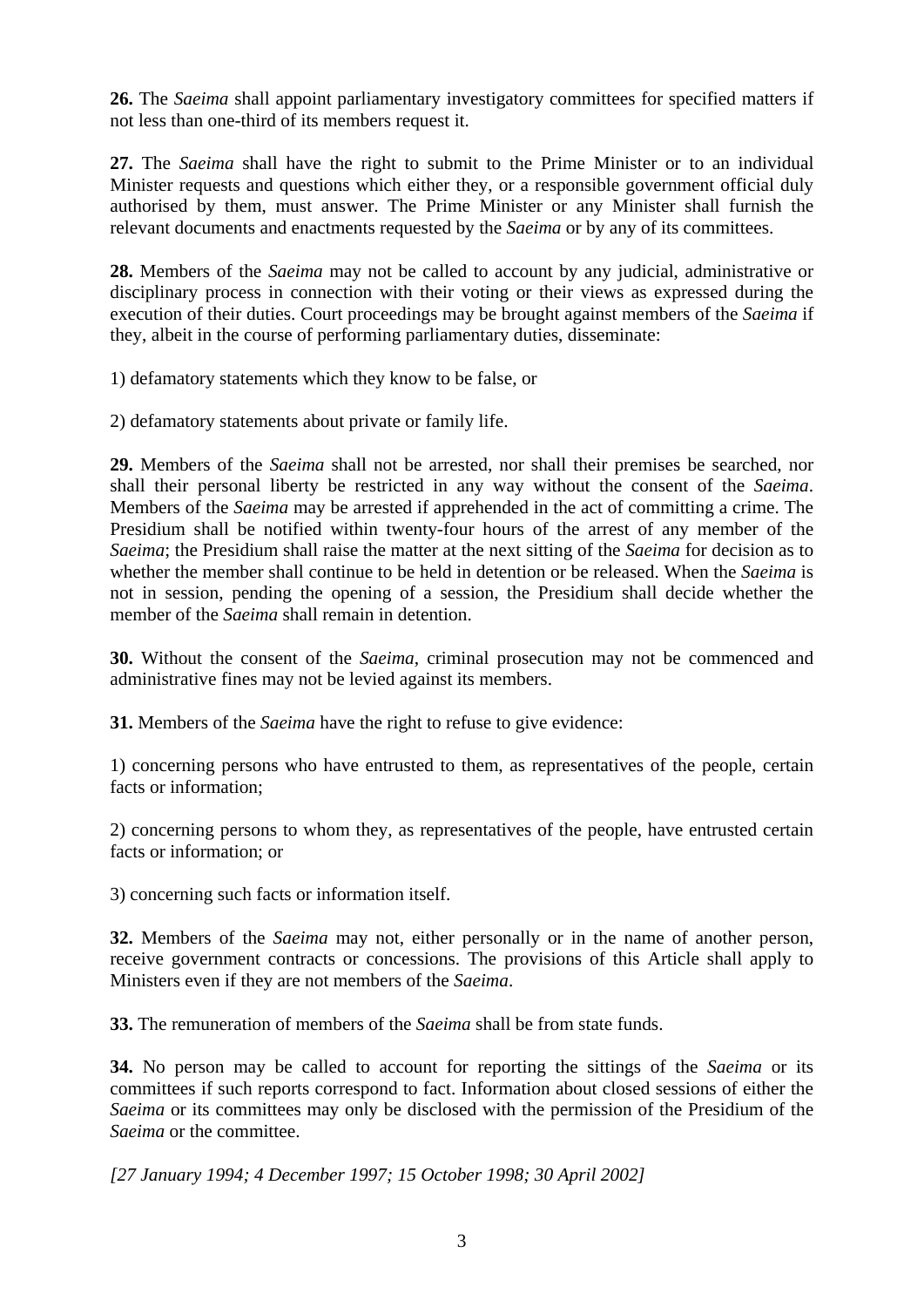**26.** The *Saeima* shall appoint parliamentary investigatory committees for specified matters if not less than one-third of its members request it.

**27.** The *Saeima* shall have the right to submit to the Prime Minister or to an individual Minister requests and questions which either they, or a responsible government official duly authorised by them, must answer. The Prime Minister or any Minister shall furnish the relevant documents and enactments requested by the *Saeima* or by any of its committees.

**28.** Members of the *Saeima* may not be called to account by any judicial, administrative or disciplinary process in connection with their voting or their views as expressed during the execution of their duties. Court proceedings may be brought against members of the *Saeima* if they, albeit in the course of performing parliamentary duties, disseminate:

1) defamatory statements which they know to be false, or

2) defamatory statements about private or family life.

**29.** Members of the *Saeima* shall not be arrested, nor shall their premises be searched, nor shall their personal liberty be restricted in any way without the consent of the *Saeima*. Members of the *Saeima* may be arrested if apprehended in the act of committing a crime. The Presidium shall be notified within twenty-four hours of the arrest of any member of the *Saeima*; the Presidium shall raise the matter at the next sitting of the *Saeima* for decision as to whether the member shall continue to be held in detention or be released. When the *Saeima* is not in session, pending the opening of a session, the Presidium shall decide whether the member of the *Saeima* shall remain in detention.

**30.** Without the consent of the *Saeima*, criminal prosecution may not be commenced and administrative fines may not be levied against its members.

**31.** Members of the *Saeima* have the right to refuse to give evidence:

1) concerning persons who have entrusted to them, as representatives of the people, certain facts or information;

2) concerning persons to whom they, as representatives of the people, have entrusted certain facts or information; or

3) concerning such facts or information itself.

**32.** Members of the *Saeima* may not, either personally or in the name of another person, receive government contracts or concessions. The provisions of this Article shall apply to Ministers even if they are not members of the *Saeima*.

**33.** The remuneration of members of the *Saeima* shall be from state funds.

**34.** No person may be called to account for reporting the sittings of the *Saeima* or its committees if such reports correspond to fact. Information about closed sessions of either the *Saeima* or its committees may only be disclosed with the permission of the Presidium of the *Saeima* or the committee.

*[27 January 1994; 4 December 1997; 15 October 1998; 30 April 2002]*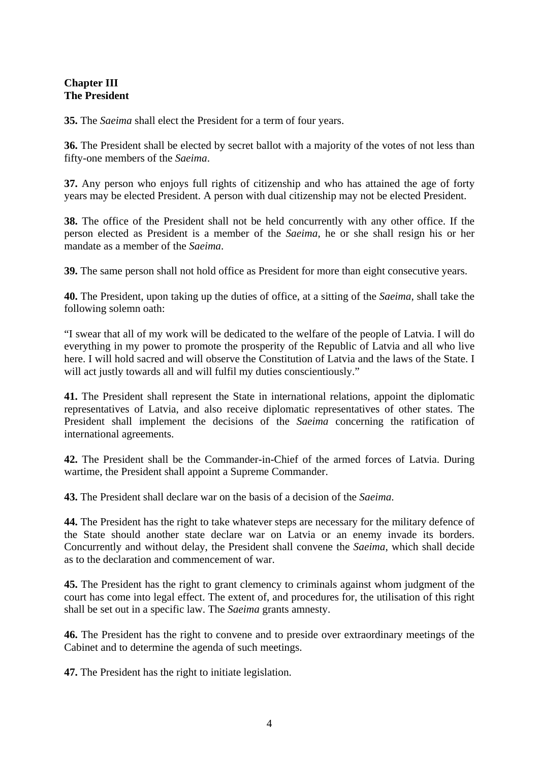## Chapter III
## The President

**35.** The *Saeima* shall elect the President for a term of four years.

**36.** The President shall be elected by secret ballot with a majority of the votes of not less than fifty-one members of the *Saeima*.

**37.** Any person who enjoys full rights of citizenship and who has attained the age of forty years may be elected President. A person with dual citizenship may not be elected President.

**38.** The office of the President shall not be held concurrently with any other office. If the person elected as President is a member of the *Saeima*, he or she shall resign his or her mandate as a member of the *Saeima*.

**39.** The same person shall not hold office as President for more than eight consecutive years.

**40.** The President, upon taking up the duties of office, at a sitting of the *Saeima*, shall take the following solemn oath:

"I swear that all of my work will be dedicated to the welfare of the people of Latvia. I will do everything in my power to promote the prosperity of the Republic of Latvia and all who live here. I will hold sacred and will observe the Constitution of Latvia and the laws of the State. I will act justly towards all and will fulfil my duties conscientiously."

**41.** The President shall represent the State in international relations, appoint the diplomatic representatives of Latvia, and also receive diplomatic representatives of other states. The President shall implement the decisions of the *Saeima* concerning the ratification of international agreements.

**42.** The President shall be the Commander-in-Chief of the armed forces of Latvia. During wartime, the President shall appoint a Supreme Commander.

**43.** The President shall declare war on the basis of a decision of the *Saeima*.

**44.** The President has the right to take whatever steps are necessary for the military defence of the State should another state declare war on Latvia or an enemy invade its borders. Concurrently and without delay, the President shall convene the *Saeima*, which shall decide as to the declaration and commencement of war.

**45.** The President has the right to grant clemency to criminals against whom judgment of the court has come into legal effect. The extent of, and procedures for, the utilisation of this right shall be set out in a specific law. The *Saeima* grants amnesty.

**46.** The President has the right to convene and to preside over extraordinary meetings of the Cabinet and to determine the agenda of such meetings.

**47.** The President has the right to initiate legislation.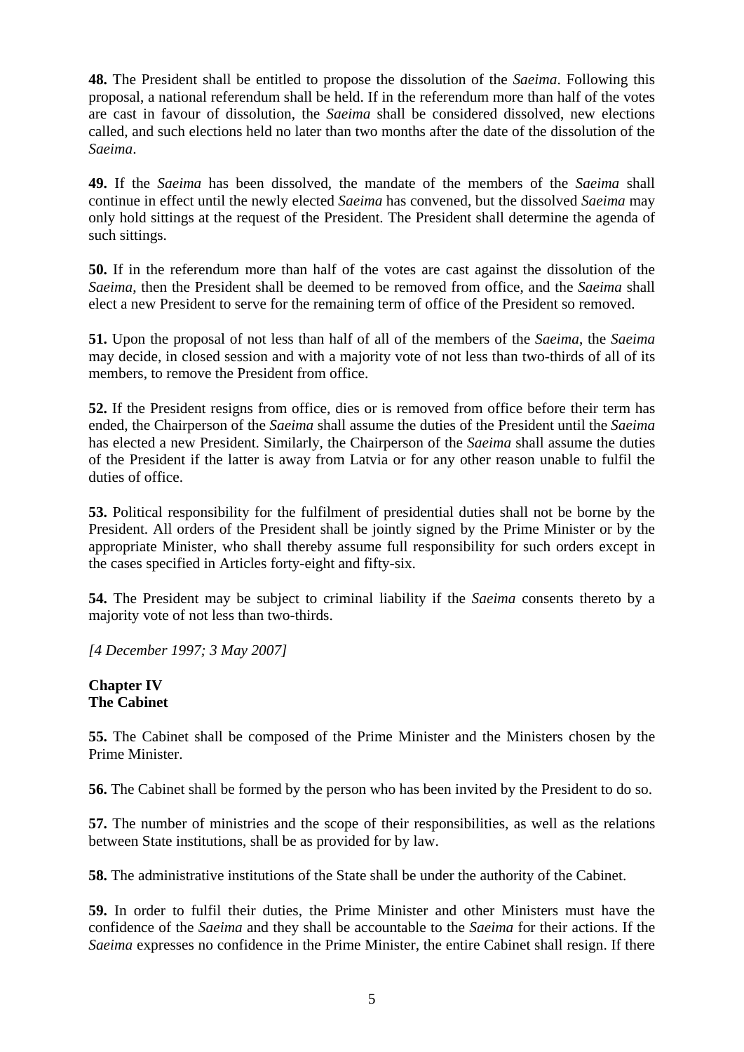**48.** The President shall be entitled to propose the dissolution of the *Saeima*. Following this proposal, a national referendum shall be held. If in the referendum more than half of the votes are cast in favour of dissolution, the *Saeima* shall be considered dissolved, new elections called, and such elections held no later than two months after the date of the dissolution of the *Saeima*.

**49.** If the *Saeima* has been dissolved, the mandate of the members of the *Saeima* shall continue in effect until the newly elected *Saeima* has convened, but the dissolved *Saeima* may only hold sittings at the request of the President. The President shall determine the agenda of such sittings.

**50.** If in the referendum more than half of the votes are cast against the dissolution of the *Saeima*, then the President shall be deemed to be removed from office, and the *Saeima* shall elect a new President to serve for the remaining term of office of the President so removed.

**51.** Upon the proposal of not less than half of all of the members of the *Saeima*, the *Saeima* may decide, in closed session and with a majority vote of not less than two-thirds of all of its members, to remove the President from office.

**52.** If the President resigns from office, dies or is removed from office before their term has ended, the Chairperson of the *Saeima* shall assume the duties of the President until the *Saeima* has elected a new President. Similarly, the Chairperson of the *Saeima* shall assume the duties of the President if the latter is away from Latvia or for any other reason unable to fulfil the duties of office.

**53.** Political responsibility for the fulfilment of presidential duties shall not be borne by the President. All orders of the President shall be jointly signed by the Prime Minister or by the appropriate Minister, who shall thereby assume full responsibility for such orders except in the cases specified in Articles forty-eight and fifty-six.

**54.** The President may be subject to criminal liability if the *Saeima* consents thereto by a majority vote of not less than two-thirds.

*[4 December 1997; 3 May 2007]*

## Chapter IV
## The Cabinet

**55.** The Cabinet shall be composed of the Prime Minister and the Ministers chosen by the Prime Minister.

**56.** The Cabinet shall be formed by the person who has been invited by the President to do so.

**57.** The number of ministries and the scope of their responsibilities, as well as the relations between State institutions, shall be as provided for by law.

**58.** The administrative institutions of the State shall be under the authority of the Cabinet.

**59.** In order to fulfil their duties, the Prime Minister and other Ministers must have the confidence of the *Saeima* and they shall be accountable to the *Saeima* for their actions. If the *Saeima* expresses no confidence in the Prime Minister, the entire Cabinet shall resign. If there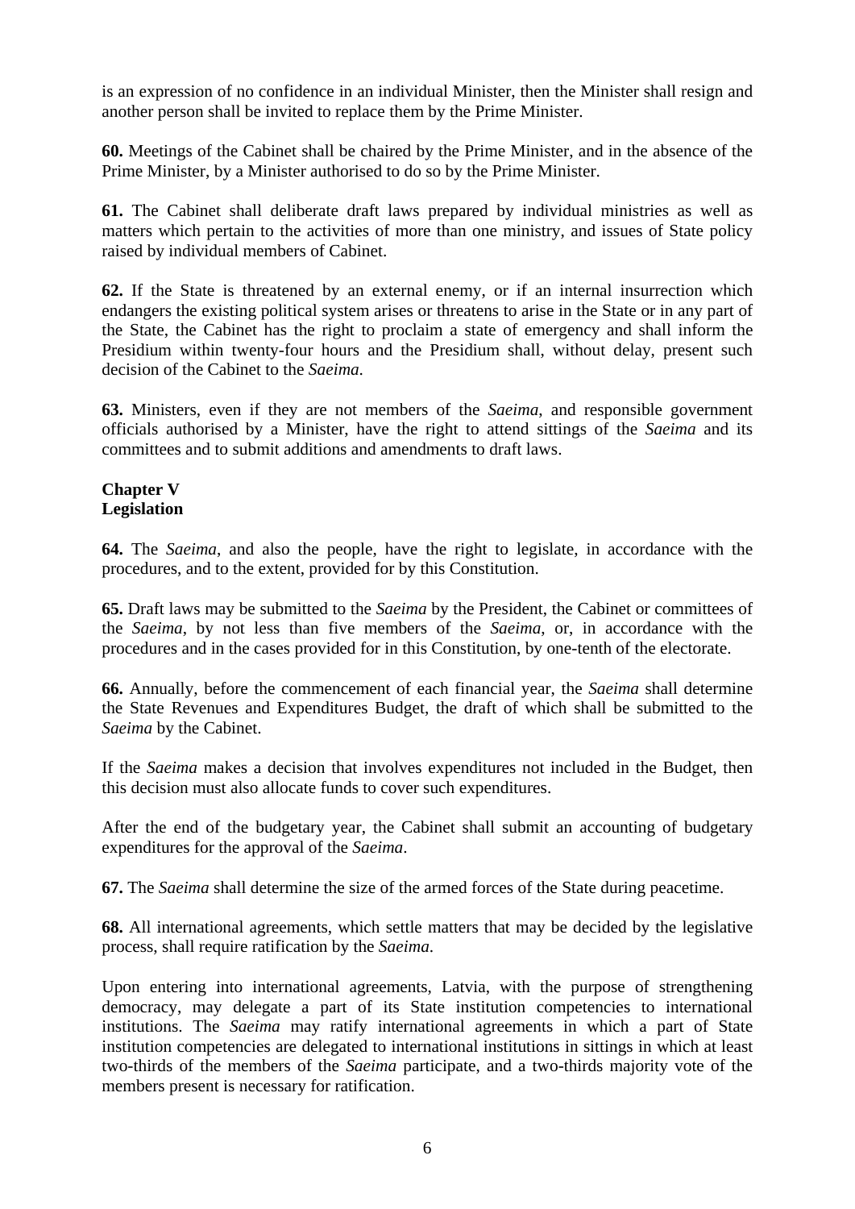is an expression of no confidence in an individual Minister, then the Minister shall resign and another person shall be invited to replace them by the Prime Minister.

**60.** Meetings of the Cabinet shall be chaired by the Prime Minister, and in the absence of the Prime Minister, by a Minister authorised to do so by the Prime Minister.

**61.** The Cabinet shall deliberate draft laws prepared by individual ministries as well as matters which pertain to the activities of more than one ministry, and issues of State policy raised by individual members of Cabinet.

**62.** If the State is threatened by an external enemy, or if an internal insurrection which endangers the existing political system arises or threatens to arise in the State or in any part of the State, the Cabinet has the right to proclaim a state of emergency and shall inform the Presidium within twenty-four hours and the Presidium shall, without delay, present such decision of the Cabinet to the *Saeima*.

**63.** Ministers, even if they are not members of the *Saeima*, and responsible government officials authorised by a Minister, have the right to attend sittings of the *Saeima* and its committees and to submit additions and amendments to draft laws.

## Chapter V
## Legislation

**64.** The *Saeima*, and also the people, have the right to legislate, in accordance with the procedures, and to the extent, provided for by this Constitution.

**65.** Draft laws may be submitted to the *Saeima* by the President, the Cabinet or committees of the *Saeima*, by not less than five members of the *Saeima*, or, in accordance with the procedures and in the cases provided for in this Constitution, by one-tenth of the electorate.

**66.** Annually, before the commencement of each financial year, the *Saeima* shall determine the State Revenues and Expenditures Budget, the draft of which shall be submitted to the *Saeima* by the Cabinet.

If the *Saeima* makes a decision that involves expenditures not included in the Budget, then this decision must also allocate funds to cover such expenditures.

After the end of the budgetary year, the Cabinet shall submit an accounting of budgetary expenditures for the approval of the *Saeima*.

**67.** The *Saeima* shall determine the size of the armed forces of the State during peacetime.

**68.** All international agreements, which settle matters that may be decided by the legislative process, shall require ratification by the *Saeima*.

Upon entering into international agreements, Latvia, with the purpose of strengthening democracy, may delegate a part of its State institution competencies to international institutions. The *Saeima* may ratify international agreements in which a part of State institution competencies are delegated to international institutions in sittings in which at least two-thirds of the members of the *Saeima* participate, and a two-thirds majority vote of the members present is necessary for ratification.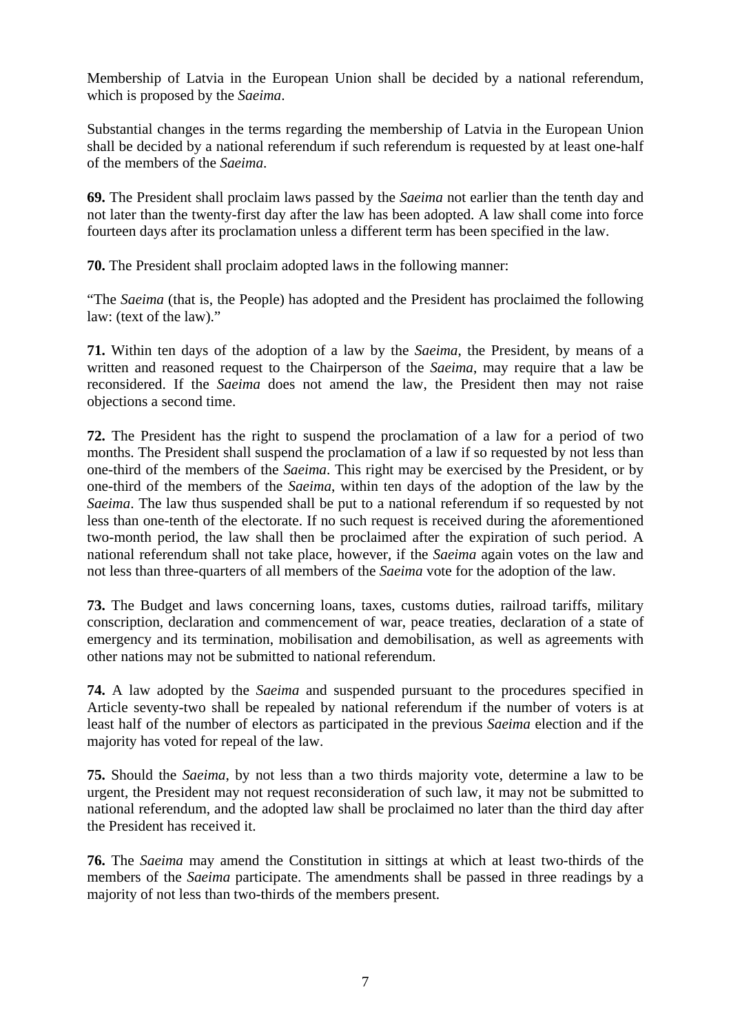Membership of Latvia in the European Union shall be decided by a national referendum, which is proposed by the *Saeima*.

Substantial changes in the terms regarding the membership of Latvia in the European Union shall be decided by a national referendum if such referendum is requested by at least one-half of the members of the *Saeima*.

**69.** The President shall proclaim laws passed by the *Saeima* not earlier than the tenth day and not later than the twenty-first day after the law has been adopted. A law shall come into force fourteen days after its proclamation unless a different term has been specified in the law.

**70.** The President shall proclaim adopted laws in the following manner:

"The *Saeima* (that is, the People) has adopted and the President has proclaimed the following law: (text of the law)."

**71.** Within ten days of the adoption of a law by the *Saeima*, the President, by means of a written and reasoned request to the Chairperson of the *Saeima*, may require that a law be reconsidered. If the *Saeima* does not amend the law, the President then may not raise objections a second time.

**72.** The President has the right to suspend the proclamation of a law for a period of two months. The President shall suspend the proclamation of a law if so requested by not less than one-third of the members of the *Saeima*. This right may be exercised by the President, or by one-third of the members of the *Saeima*, within ten days of the adoption of the law by the *Saeima*. The law thus suspended shall be put to a national referendum if so requested by not less than one-tenth of the electorate. If no such request is received during the aforementioned two-month period, the law shall then be proclaimed after the expiration of such period. A national referendum shall not take place, however, if the *Saeima* again votes on the law and not less than three-quarters of all members of the *Saeima* vote for the adoption of the law.

**73.** The Budget and laws concerning loans, taxes, customs duties, railroad tariffs, military conscription, declaration and commencement of war, peace treaties, declaration of a state of emergency and its termination, mobilisation and demobilisation, as well as agreements with other nations may not be submitted to national referendum.

**74.** A law adopted by the *Saeima* and suspended pursuant to the procedures specified in Article seventy-two shall be repealed by national referendum if the number of voters is at least half of the number of electors as participated in the previous *Saeima* election and if the majority has voted for repeal of the law.

**75.** Should the *Saeima*, by not less than a two thirds majority vote, determine a law to be urgent, the President may not request reconsideration of such law, it may not be submitted to national referendum, and the adopted law shall be proclaimed no later than the third day after the President has received it.

**76.** The *Saeima* may amend the Constitution in sittings at which at least two-thirds of the members of the *Saeima* participate. The amendments shall be passed in three readings by a majority of not less than two-thirds of the members present.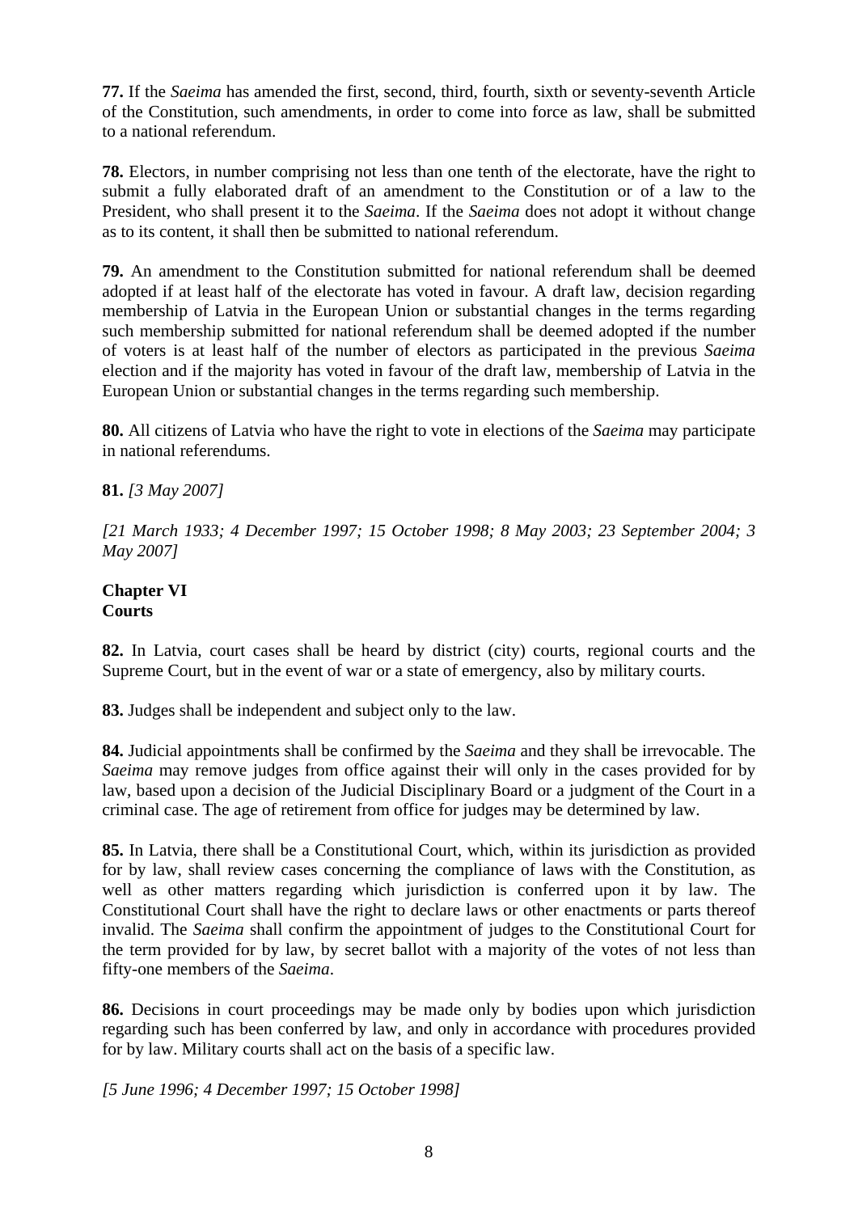**77.** If the *Saeima* has amended the first, second, third, fourth, sixth or seventy-seventh Article of the Constitution, such amendments, in order to come into force as law, shall be submitted to a national referendum.

**78.** Electors, in number comprising not less than one tenth of the electorate, have the right to submit a fully elaborated draft of an amendment to the Constitution or of a law to the President, who shall present it to the *Saeima*. If the *Saeima* does not adopt it without change as to its content, it shall then be submitted to national referendum.

**79.** An amendment to the Constitution submitted for national referendum shall be deemed adopted if at least half of the electorate has voted in favour. A draft law, decision regarding membership of Latvia in the European Union or substantial changes in the terms regarding such membership submitted for national referendum shall be deemed adopted if the number of voters is at least half of the number of electors as participated in the previous *Saeima* election and if the majority has voted in favour of the draft law, membership of Latvia in the European Union or substantial changes in the terms regarding such membership.

**80.** All citizens of Latvia who have the right to vote in elections of the *Saeima* may participate in national referendums.

**81.** *[3 May 2007]*

*[21 March 1933; 4 December 1997; 15 October 1998; 8 May 2003; 23 September 2004; 3 May 2007]*

## Chapter VI
## Courts

**82.** In Latvia, court cases shall be heard by district (city) courts, regional courts and the Supreme Court, but in the event of war or a state of emergency, also by military courts.

**83.** Judges shall be independent and subject only to the law.

**84.** Judicial appointments shall be confirmed by the *Saeima* and they shall be irrevocable. The *Saeima* may remove judges from office against their will only in the cases provided for by law, based upon a decision of the Judicial Disciplinary Board or a judgment of the Court in a criminal case. The age of retirement from office for judges may be determined by law.

**85.** In Latvia, there shall be a Constitutional Court, which, within its jurisdiction as provided for by law, shall review cases concerning the compliance of laws with the Constitution, as well as other matters regarding which jurisdiction is conferred upon it by law. The Constitutional Court shall have the right to declare laws or other enactments or parts thereof invalid. The *Saeima* shall confirm the appointment of judges to the Constitutional Court for the term provided for by law, by secret ballot with a majority of the votes of not less than fifty-one members of the *Saeima*.

**86.** Decisions in court proceedings may be made only by bodies upon which jurisdiction regarding such has been conferred by law, and only in accordance with procedures provided for by law. Military courts shall act on the basis of a specific law.

*[5 June 1996; 4 December 1997; 15 October 1998]*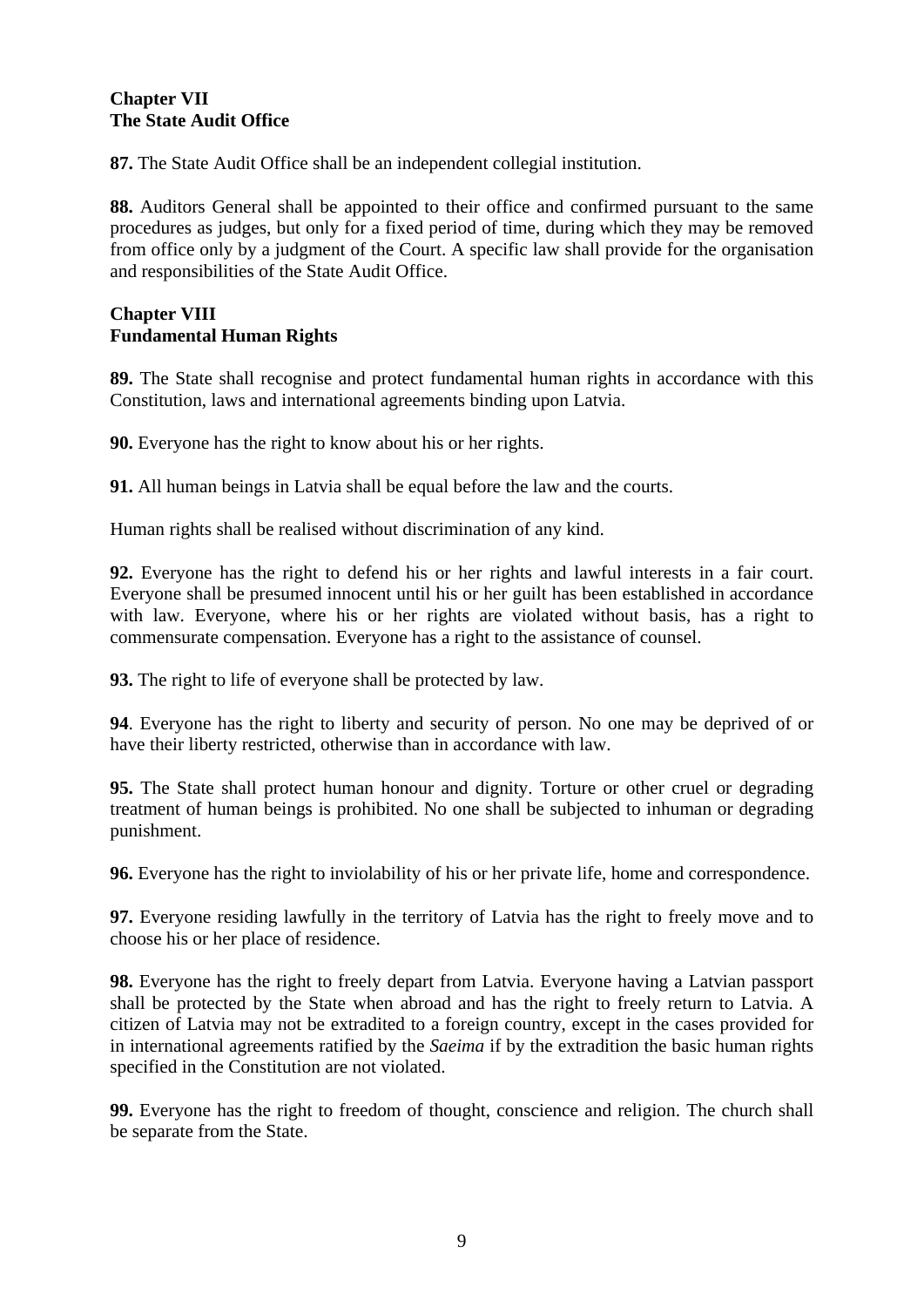## Chapter VII
## The State Audit Office

**87.** The State Audit Office shall be an independent collegial institution.

**88.** Auditors General shall be appointed to their office and confirmed pursuant to the same procedures as judges, but only for a fixed period of time, during which they may be removed from office only by a judgment of the Court. A specific law shall provide for the organisation and responsibilities of the State Audit Office.

## Chapter VIII
## Fundamental Human Rights

**89.** The State shall recognise and protect fundamental human rights in accordance with this Constitution, laws and international agreements binding upon Latvia.

**90.** Everyone has the right to know about his or her rights.

**91.** All human beings in Latvia shall be equal before the law and the courts.

Human rights shall be realised without discrimination of any kind.

**92.** Everyone has the right to defend his or her rights and lawful interests in a fair court. Everyone shall be presumed innocent until his or her guilt has been established in accordance with law. Everyone, where his or her rights are violated without basis, has a right to commensurate compensation. Everyone has a right to the assistance of counsel.

**93.** The right to life of everyone shall be protected by law.

**94**. Everyone has the right to liberty and security of person. No one may be deprived of or have their liberty restricted, otherwise than in accordance with law.

**95.** The State shall protect human honour and dignity. Torture or other cruel or degrading treatment of human beings is prohibited. No one shall be subjected to inhuman or degrading punishment.

**96.** Everyone has the right to inviolability of his or her private life, home and correspondence.

**97.** Everyone residing lawfully in the territory of Latvia has the right to freely move and to choose his or her place of residence.

**98.** Everyone has the right to freely depart from Latvia. Everyone having a Latvian passport shall be protected by the State when abroad and has the right to freely return to Latvia. A citizen of Latvia may not be extradited to a foreign country, except in the cases provided for in international agreements ratified by the *Saeima* if by the extradition the basic human rights specified in the Constitution are not violated.

**99.** Everyone has the right to freedom of thought, conscience and religion. The church shall be separate from the State.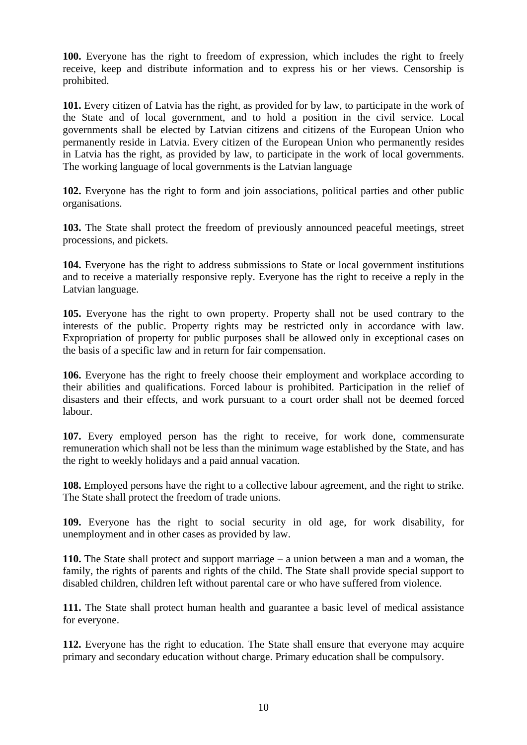**100.** Everyone has the right to freedom of expression, which includes the right to freely receive, keep and distribute information and to express his or her views. Censorship is prohibited.

**101.** Every citizen of Latvia has the right, as provided for by law, to participate in the work of the State and of local government, and to hold a position in the civil service. Local governments shall be elected by Latvian citizens and citizens of the European Union who permanently reside in Latvia. Every citizen of the European Union who permanently resides in Latvia has the right, as provided by law, to participate in the work of local governments. The working language of local governments is the Latvian language

**102.** Everyone has the right to form and join associations, political parties and other public organisations.

**103.** The State shall protect the freedom of previously announced peaceful meetings, street processions, and pickets.

**104.** Everyone has the right to address submissions to State or local government institutions and to receive a materially responsive reply. Everyone has the right to receive a reply in the Latvian language.

**105.** Everyone has the right to own property. Property shall not be used contrary to the interests of the public. Property rights may be restricted only in accordance with law. Expropriation of property for public purposes shall be allowed only in exceptional cases on the basis of a specific law and in return for fair compensation.

**106.** Everyone has the right to freely choose their employment and workplace according to their abilities and qualifications. Forced labour is prohibited. Participation in the relief of disasters and their effects, and work pursuant to a court order shall not be deemed forced labour.

**107.** Every employed person has the right to receive, for work done, commensurate remuneration which shall not be less than the minimum wage established by the State, and has the right to weekly holidays and a paid annual vacation.

**108.** Employed persons have the right to a collective labour agreement, and the right to strike. The State shall protect the freedom of trade unions.

**109.** Everyone has the right to social security in old age, for work disability, for unemployment and in other cases as provided by law.

**110.** The State shall protect and support marriage – a union between a man and a woman, the family, the rights of parents and rights of the child. The State shall provide special support to disabled children, children left without parental care or who have suffered from violence.

**111.** The State shall protect human health and guarantee a basic level of medical assistance for everyone.

**112.** Everyone has the right to education. The State shall ensure that everyone may acquire primary and secondary education without charge. Primary education shall be compulsory.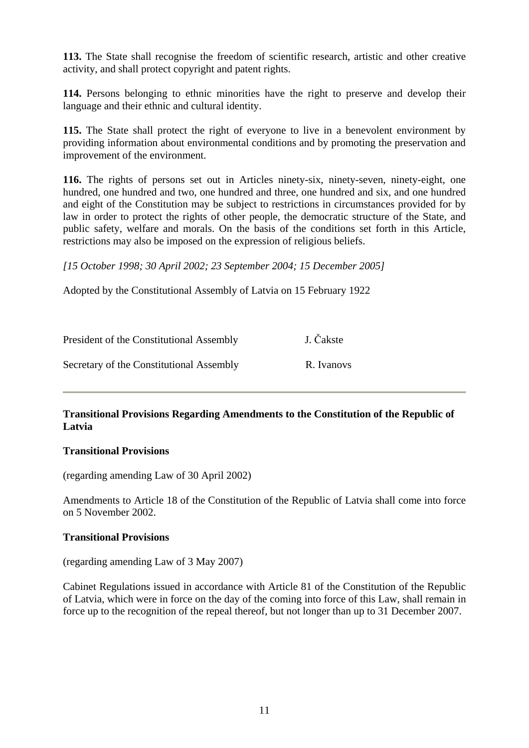**113.** The State shall recognise the freedom of scientific research, artistic and other creative activity, and shall protect copyright and patent rights.

**114.** Persons belonging to ethnic minorities have the right to preserve and develop their language and their ethnic and cultural identity.

**115.** The State shall protect the right of everyone to live in a benevolent environment by providing information about environmental conditions and by promoting the preservation and improvement of the environment.

**116.** The rights of persons set out in Articles ninety-six, ninety-seven, ninety-eight, one hundred, one hundred and two, one hundred and three, one hundred and six, and one hundred and eight of the Constitution may be subject to restrictions in circumstances provided for by law in order to protect the rights of other people, the democratic structure of the State, and public safety, welfare and morals. On the basis of the conditions set forth in this Article, restrictions may also be imposed on the expression of religious beliefs.

*[15 October 1998; 30 April 2002; 23 September 2004; 15 December 2005]*

Adopted by the Constitutional Assembly of Latvia on 15 February 1922

| | |
|---|---|
| President of the Constitutional Assembly | J. Čakste |
| Secretary of the Constitutional Assembly | R. Ivanovs |

---

**Transitional Provisions Regarding Amendments to the Constitution of the Republic of Latvia**

**Transitional Provisions**

(regarding amending Law of 30 April 2002)

Amendments to Article 18 of the Constitution of the Republic of Latvia shall come into force on 5 November 2002.

**Transitional Provisions**

(regarding amending Law of 3 May 2007)

Cabinet Regulations issued in accordance with Article 81 of the Constitution of the Republic of Latvia, which were in force on the day of the coming into force of this Law, shall remain in force up to the recognition of the repeal thereof, but not longer than up to 31 December 2007.